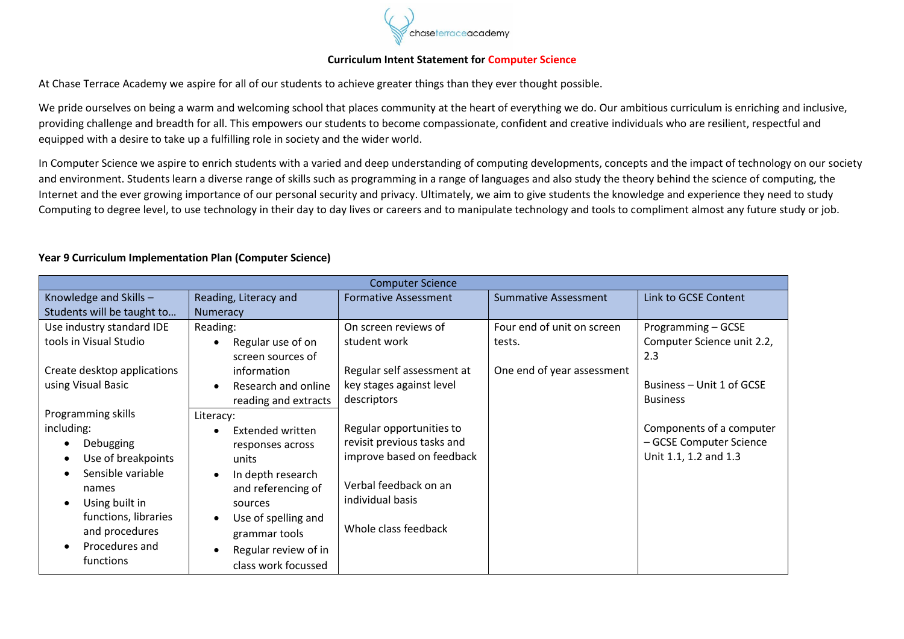**Curriculum Intent Statement for Computer Science**

At Chase Terrace Academy we aspire for all of our students to achieve greater things than they ever thought possible.

We pride ourselves on being a warm and welcoming school that places community at the heart of everything we do. Our ambitious curriculum is enriching and inclusive, providing challenge and breadth for all. This empowers our students to become compassionate, confident and creative individuals who are resilient, respectful and equipped with a desire to take up a fulfilling role in society and the wider world.

In Computer Science we aspire to enrich students with a varied and deep understanding of computing developments, concepts and the impact of technology on our society and environment. Students learn a diverse range of skills such as programming in a range of languages and also study the theory behind the science of computing, the Internet and the ever growing importance of our personal security and privacy. Ultimately, we aim to give students the knowledge and experience they need to study Computing to degree level, to use technology in their day to day lives or careers and to manipulate technology and tools to compliment almost any future study or job.

**Year 9 Curriculum Implementation Plan (Computer Science)**

| Computer Science | | | | |
|---|---|---|---|---|
| Knowledge and Skills – Students will be taught to… | Reading, Literacy and Numeracy | Formative Assessment | Summative Assessment | Link to GCSE Content |
| Use industry standard IDE tools in Visual Studio<br><br>Create desktop applications using Visual Basic<br><br>Programming skills including:<br>• Debugging<br>• Use of breakpoints<br>• Sensible variable names<br>• Using built in functions, libraries and procedures<br>• Procedures and functions | Reading:<br>• Regular use of on screen sources of information<br>• Research and online reading and extracts<br><br>Literacy:<br>• Extended written responses across units<br>• In depth research and referencing of sources<br>• Use of spelling and grammar tools<br>• Regular review of in class work focussed | On screen reviews of student work<br><br>Regular self assessment at key stages against level descriptors<br><br>Regular opportunities to revisit previous tasks and improve based on feedback<br><br>Verbal feedback on an individual basis<br><br>Whole class feedback | Four end of unit on screen tests.<br><br>One end of year assessment | Programming – GCSE Computer Science unit 2.2, 2.3<br><br>Business – Unit 1 of GCSE Business<br><br>Components of a computer – GCSE Computer Science Unit 1.1, 1.2 and 1.3 |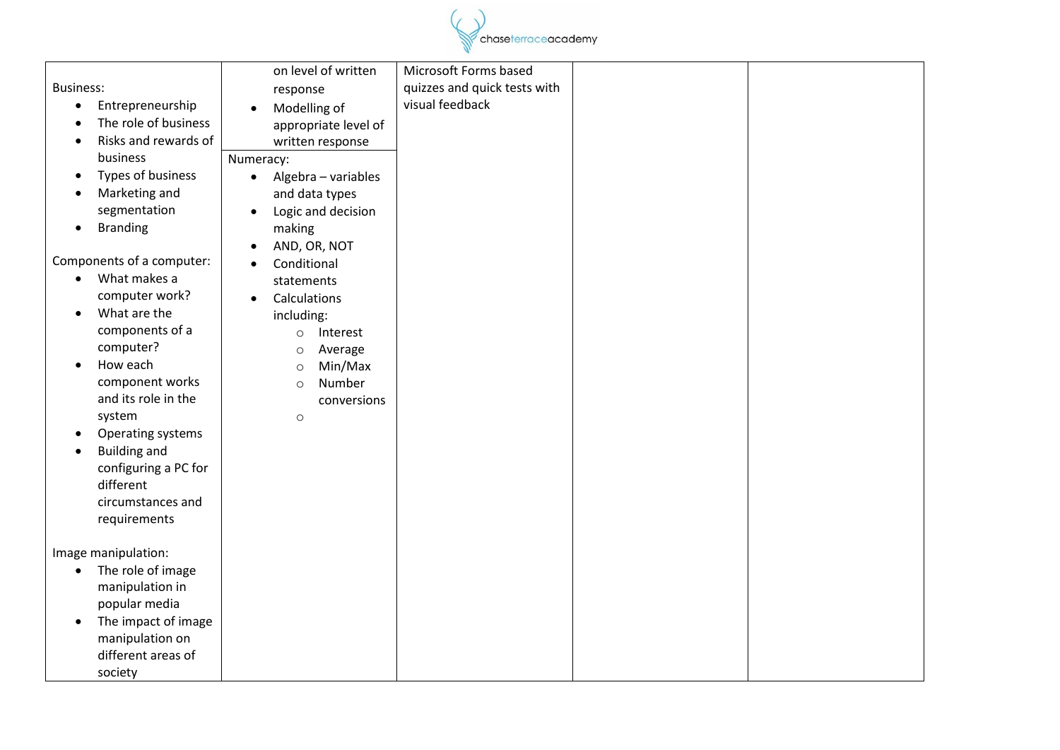| | | | | |
|---|---|---|---|---|
| Business:<br>• Entrepreneurship<br>• The role of business<br>• Risks and rewards of business<br>• Types of business<br>• Marketing and segmentation<br>• Branding<br><br>Components of a computer:<br>• What makes a computer work?<br>• What are the components of a computer?<br>• How each component works and its role in the system<br>• Operating systems<br>• Building and configuring a PC for different circumstances and requirements<br><br>Image manipulation:<br>• The role of image manipulation in popular media<br>• The impact of image manipulation on different areas of society | on level of written response<br>• Modelling of appropriate level of written response<br><br>Numeracy:<br>• Algebra – variables and data types<br>• Logic and decision making<br>• AND, OR, NOT<br>• Conditional statements<br>• Calculations including:<br>&nbsp;&nbsp;&nbsp;&nbsp;○ Interest<br>&nbsp;&nbsp;&nbsp;&nbsp;○ Average<br>&nbsp;&nbsp;&nbsp;&nbsp;○ Min/Max<br>&nbsp;&nbsp;&nbsp;&nbsp;○ Number conversions<br>&nbsp;&nbsp;&nbsp;&nbsp;○ | Microsoft Forms based quizzes and quick tests with visual feedback | | |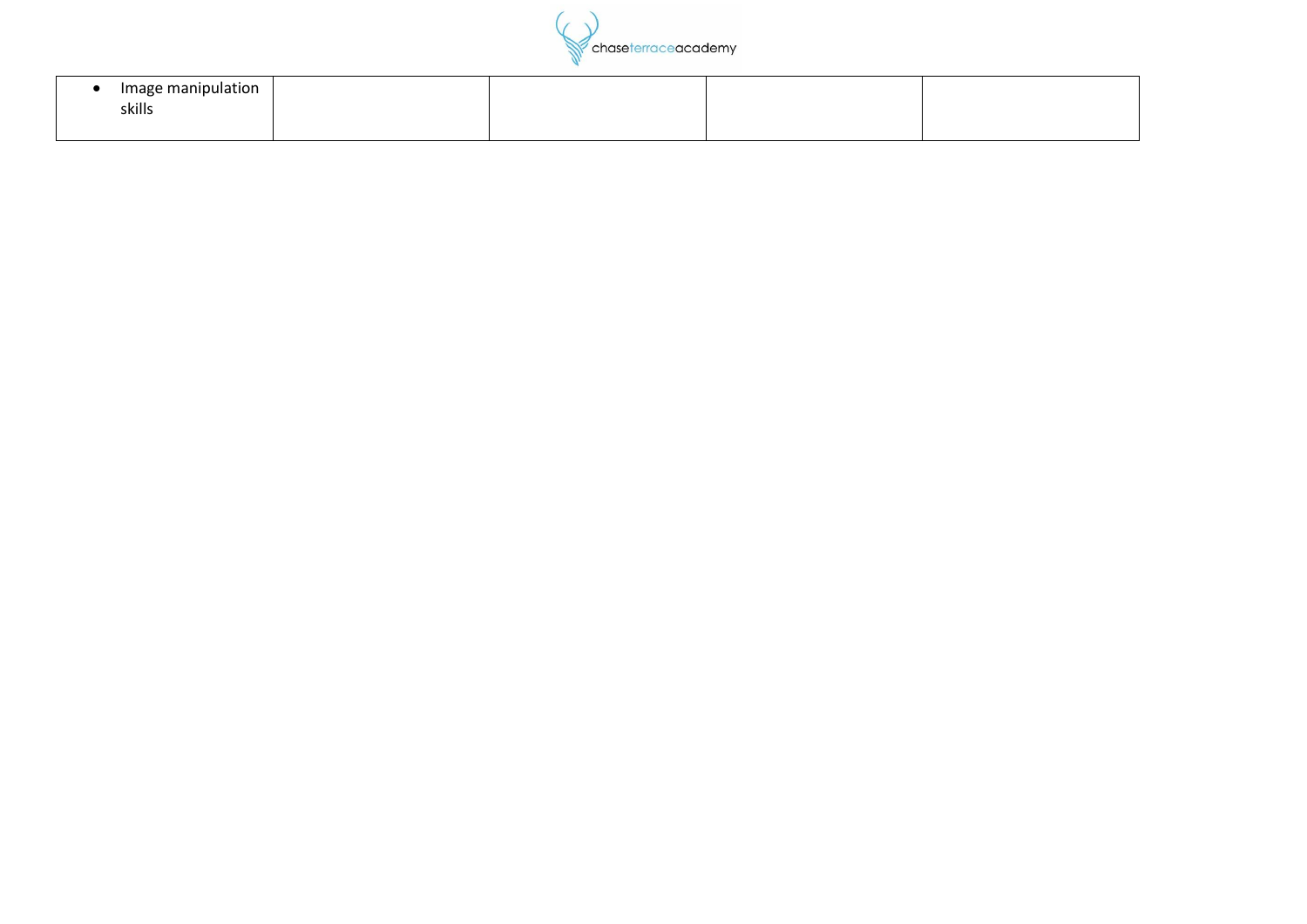| | | | | |
|---|---|---|---|---|
| • Image manipulation skills | | | | |